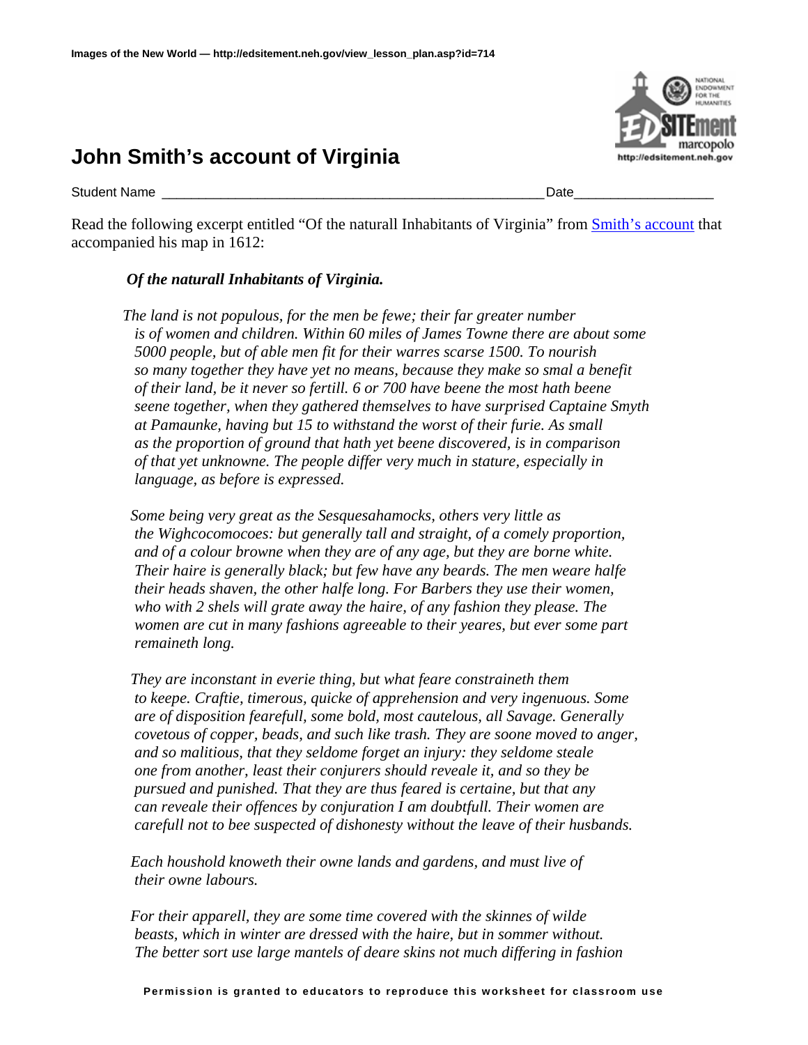Images of the New World — http://edsitement.neh.gov/view_lesson_plan.asp?id=714

# John Smith's account of Virginia

Student Name _____________________________________________________ Date___________________

Read the following excerpt entitled "Of the naturall Inhabitants of Virginia" from Smith's account that accompanied his map in 1612:

***Of the naturall Inhabitants of Virginia.***

*The land is not populous, for the men be fewe; their far greater number is of women and children. Within 60 miles of James Towne there are about some 5000 people, but of able men fit for their warres scarse 1500. To nourish so many together they have yet no means, because they make so smal a benefit of their land, be it never so fertill. 6 or 700 have beene the most hath beene seene together, when they gathered themselves to have surprised Captaine Smyth at Pamaunke, having but 15 to withstand the worst of their furie. As small as the proportion of ground that hath yet beene discovered, is in comparison of that yet unknowne. The people differ very much in stature, especially in language, as before is expressed.*

*Some being very great as the Sesquesahamocks, others very little as the Wighcocomocoes: but generally tall and straight, of a comely proportion, and of a colour browne when they are of any age, but they are borne white. Their haire is generally black; but few have any beards. The men weare halfe their heads shaven, the other halfe long. For Barbers they use their women, who with 2 shels will grate away the haire, of any fashion they please. The women are cut in many fashions agreeable to their yeares, but ever some part remaineth long.*

*They are inconstant in everie thing, but what feare constraineth them to keepe. Craftie, timerous, quicke of apprehension and very ingenuous. Some are of disposition fearefull, some bold, most cautelous, all Savage. Generally covetous of copper, beads, and such like trash. They are soone moved to anger, and so malitious, that they seldome forget an injury: they seldome steale one from another, least their conjurers should reveale it, and so they be pursued and punished. That they are thus feared is certaine, but that any can reveale their offences by conjuration I am doubtfull. Their women are carefull not to bee suspected of dishonesty without the leave of their husbands.*

*Each houshold knoweth their owne lands and gardens, and must live of their owne labours.*

*For their apparell, they are some time covered with the skinnes of wilde beasts, which in winter are dressed with the haire, but in sommer without. The better sort use large mantels of deare skins not much differing in fashion*

**Permission is granted to educators to reproduce this worksheet for classroom use**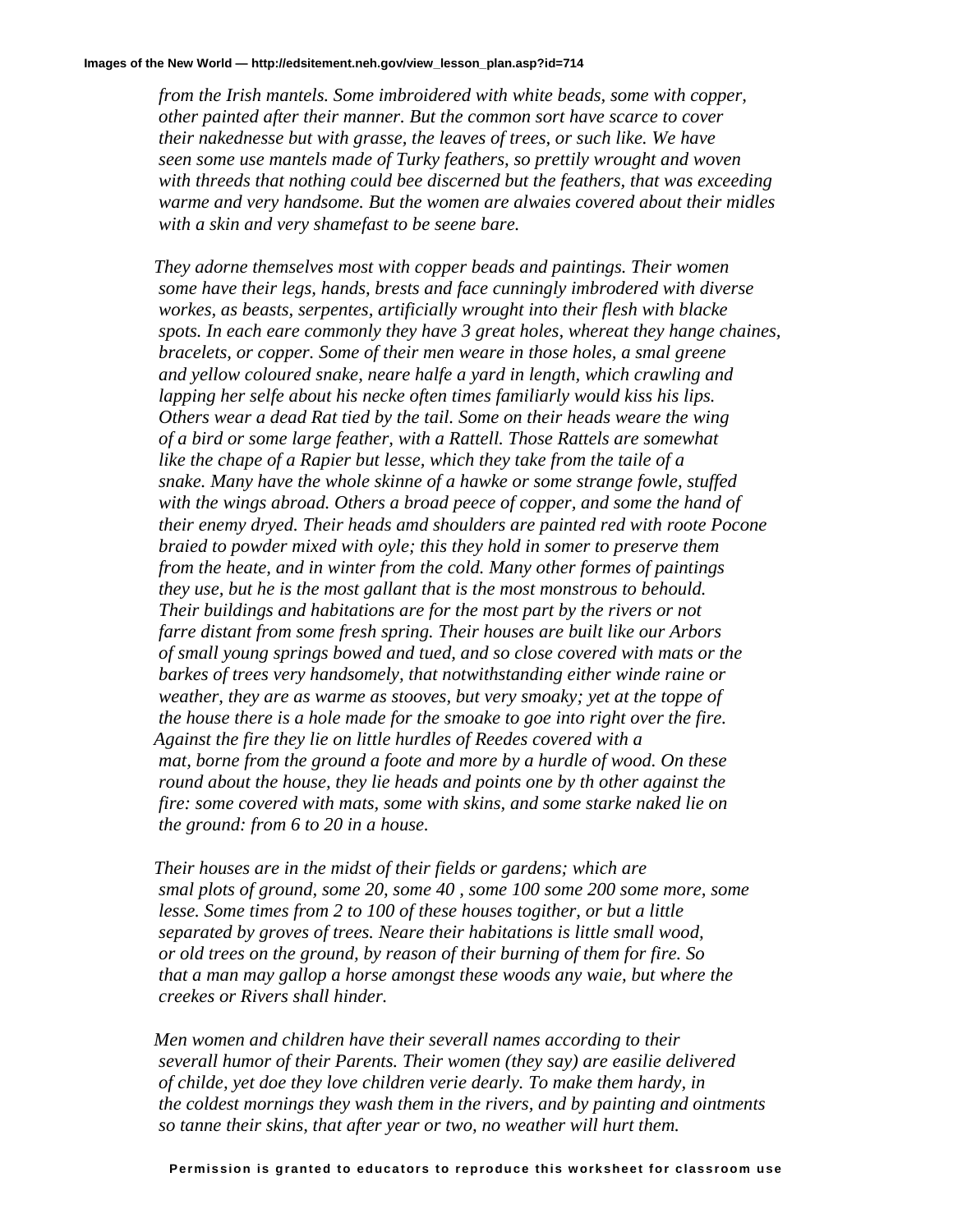*from the Irish mantels. Some imbroidered with white beads, some with copper, other painted after their manner. But the common sort have scarce to cover their nakednesse but with grasse, the leaves of trees, or such like. We have seen some use mantels made of Turky feathers, so prettily wrought and woven with threeds that nothing could bee discerned but the feathers, that was exceeding warme and very handsome. But the women are alwaies covered about their midles with a skin and very shamefast to be seene bare.*

*They adorne themselves most with copper beads and paintings. Their women some have their legs, hands, brests and face cunningly imbrodered with diverse workes, as beasts, serpentes, artificially wrought into their flesh with blacke spots. In each eare commonly they have 3 great holes, whereat they hange chaines, bracelets, or copper. Some of their men weare in those holes, a smal greene and yellow coloured snake, neare halfe a yard in length, which crawling and lapping her selfe about his necke often times familiarly would kiss his lips. Others wear a dead Rat tied by the tail. Some on their heads weare the wing of a bird or some large feather, with a Rattell. Those Rattels are somewhat like the chape of a Rapier but lesse, which they take from the taile of a snake. Many have the whole skinne of a hawke or some strange fowle, stuffed with the wings abroad. Others a broad peece of copper, and some the hand of their enemy dryed. Their heads amd shoulders are painted red with roote Pocone braied to powder mixed with oyle; this they hold in somer to preserve them from the heate, and in winter from the cold. Many other formes of paintings they use, but he is the most gallant that is the most monstrous to behould. Their buildings and habitations are for the most part by the rivers or not farre distant from some fresh spring. Their houses are built like our Arbors of small young springs bowed and tued, and so close covered with mats or the barkes of trees very handsomely, that notwithstanding either winde raine or weather, they are as warme as stooves, but very smoaky; yet at the toppe of the house there is a hole made for the smoake to goe into right over the fire. Against the fire they lie on little hurdles of Reedes covered with a mat, borne from the ground a foote and more by a hurdle of wood. On these round about the house, they lie heads and points one by th other against the fire: some covered with mats, some with skins, and some starke naked lie on the ground: from 6 to 20 in a house.*

*Their houses are in the midst of their fields or gardens; which are smal plots of ground, some 20, some 40 , some 100 some 200 some more, some lesse. Some times from 2 to 100 of these houses togither, or but a little separated by groves of trees. Neare their habitations is little small wood, or old trees on the ground, by reason of their burning of them for fire. So that a man may gallop a horse amongst these woods any waie, but where the creekes or Rivers shall hinder.*

*Men women and children have their severall names according to their severall humor of their Parents. Their women (they say) are easilie delivered of childe, yet doe they love children verie dearly. To make them hardy, in the coldest mornings they wash them in the rivers, and by painting and ointments so tanne their skins, that after year or two, no weather will hurt them.*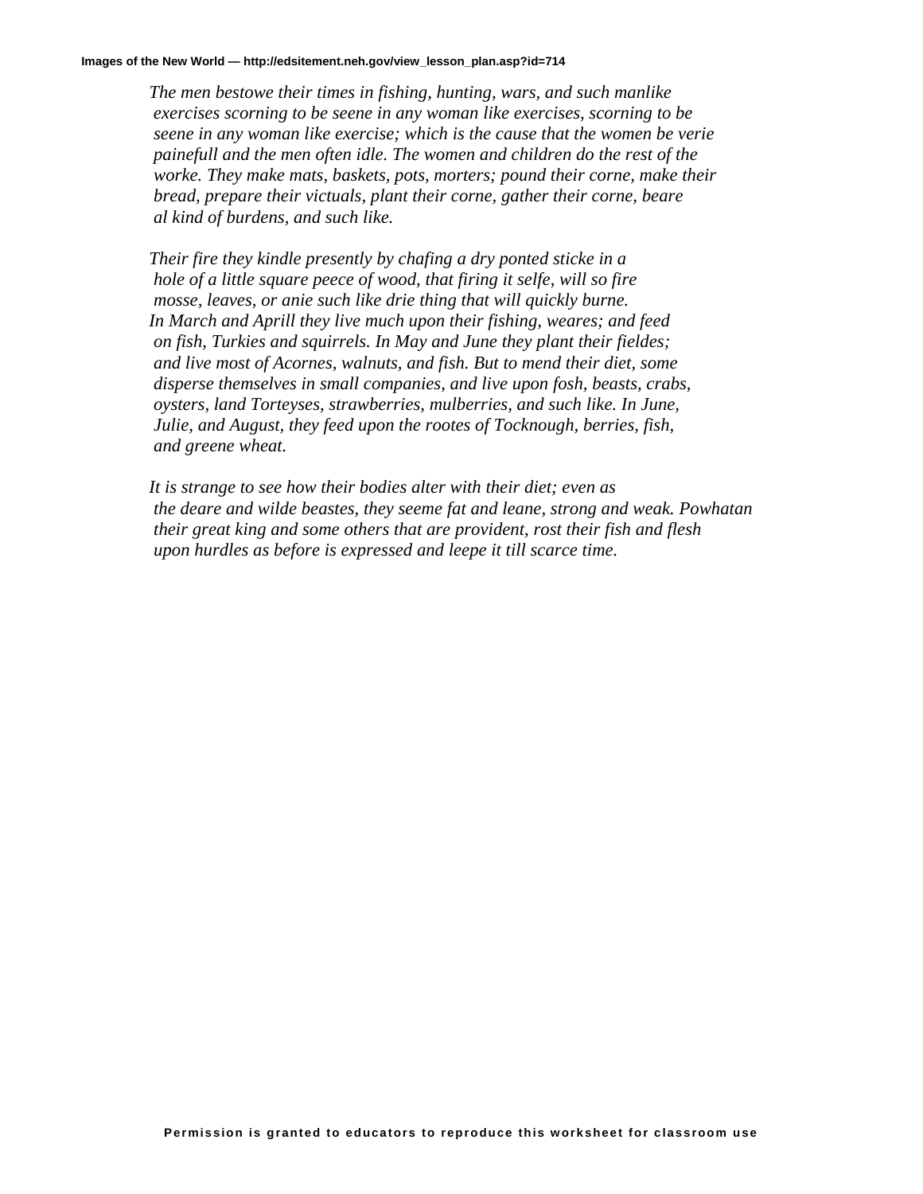*The men bestowe their times in fishing, hunting, wars, and such manlike exercises scorning to be seene in any woman like exercises, scorning to be seene in any woman like exercise; which is the cause that the women be verie painefull and the men often idle. The women and children do the rest of the worke. They make mats, baskets, pots, morters; pound their corne, make their bread, prepare their victuals, plant their corne, gather their corne, beare al kind of burdens, and such like.*

*Their fire they kindle presently by chafing a dry ponted sticke in a hole of a little square peece of wood, that firing it selfe, will so fire mosse, leaves, or anie such like drie thing that will quickly burne. In March and Aprill they live much upon their fishing, weares; and feed on fish, Turkies and squirrels. In May and June they plant their fieldes; and live most of Acornes, walnuts, and fish. But to mend their diet, some disperse themselves in small companies, and live upon fosh, beasts, crabs, oysters, land Torteyses, strawberries, mulberries, and such like. In June, Julie, and August, they feed upon the rootes of Tocknough, berries, fish, and greene wheat.*

*It is strange to see how their bodies alter with their diet; even as the deare and wilde beastes, they seeme fat and leane, strong and weak. Powhatan their great king and some others that are provident, rost their fish and flesh upon hurdles as before is expressed and leepe it till scarce time.*